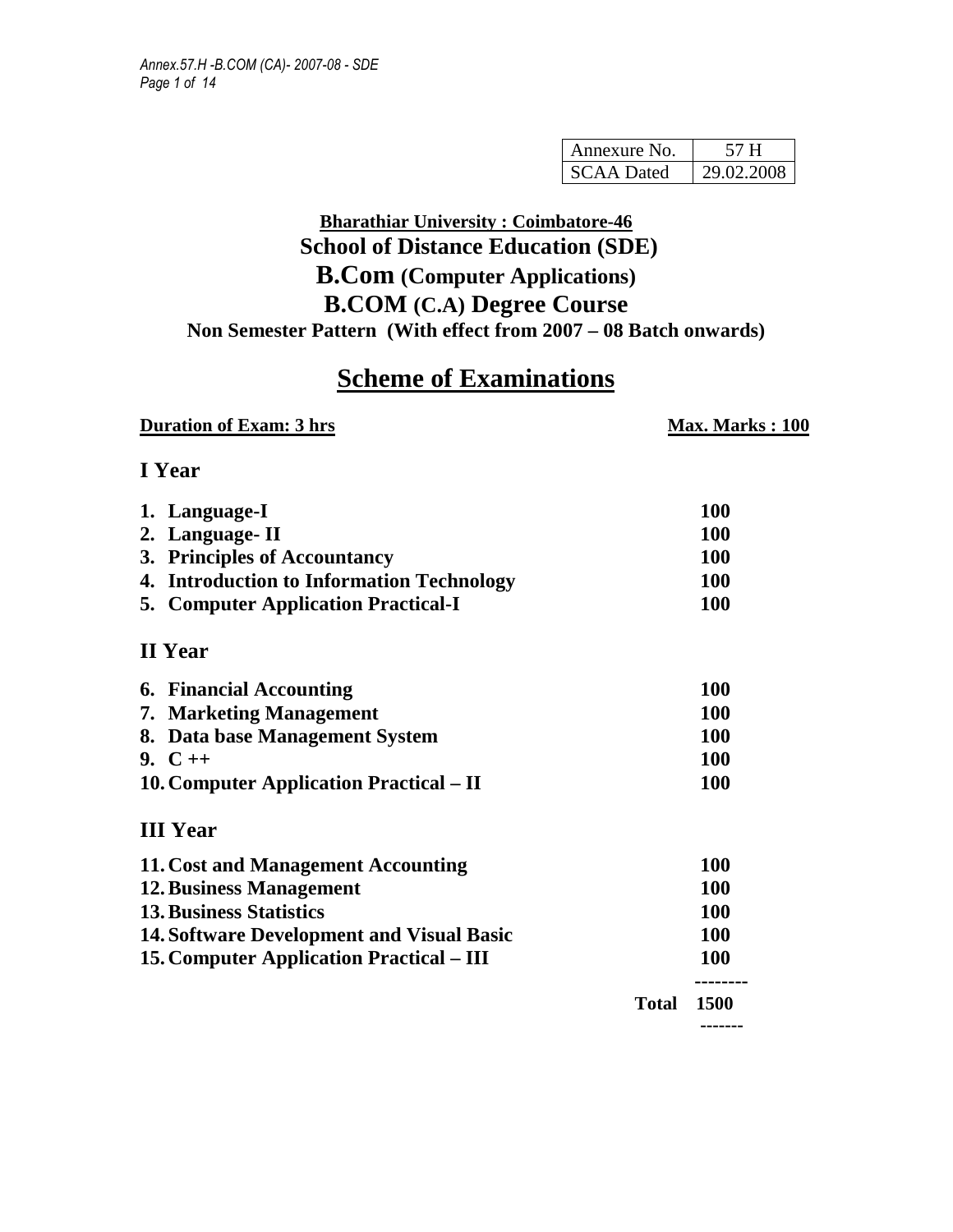| Annexure No. | 57 H |
|---|---|
| SCAA Dated | 29.02.2008 |

**Bharathiar University : Coimbatore-46**

# School of Distance Education (SDE)

# B.Com (Computer Applications)

# B.COM (C.A) Degree Course

**Non Semester Pattern (With effect from 2007 – 08 Batch onwards)**

## Scheme of Examinations

**Duration of Exam: 3 hrs** **Max. Marks : 100**

### I Year

| | |
|---|---|
| 1. Language-I | 100 |
| 2. Language- II | 100 |
| 3. Principles of Accountancy | 100 |
| 4. Introduction to Information Technology | 100 |
| 5. Computer Application Practical-I | 100 |

### II Year

| | |
|---|---|
| 6. Financial Accounting | 100 |
| 7. Marketing Management | 100 |
| 8. Data base Management System | 100 |
| 9. C ++ | 100 |
| 10. Computer Application Practical – II | 100 |

### III Year

| | |
|---|---|
| 11. Cost and Management Accounting | 100 |
| 12. Business Management | 100 |
| 13. Business Statistics | 100 |
| 14. Software Development and Visual Basic | 100 |
| 15. Computer Application Practical – III | 100 |
| **Total** | **1500** |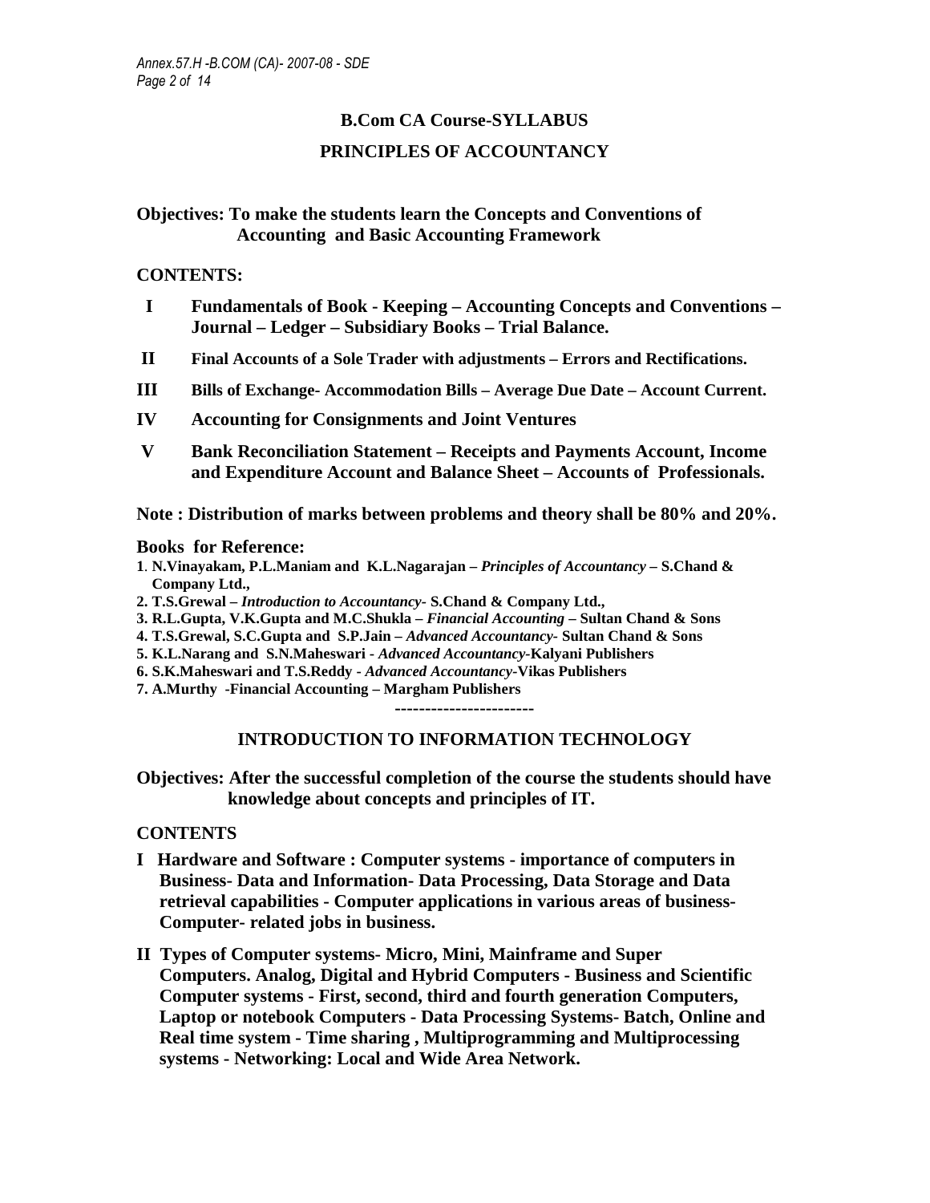## B.Com CA Course-SYLLABUS

## PRINCIPLES OF ACCOUNTANCY

**Objectives: To make the students learn the Concepts and Conventions of Accounting and Basic Accounting Framework**

**CONTENTS:**

- **I** **Fundamentals of Book - Keeping – Accounting Concepts and Conventions – Journal – Ledger – Subsidiary Books – Trial Balance.**
- **II** **Final Accounts of a Sole Trader with adjustments – Errors and Rectifications.**
- **III** **Bills of Exchange- Accommodation Bills – Average Due Date – Account Current.**
- **IV** **Accounting for Consignments and Joint Ventures**
- **V** **Bank Reconciliation Statement – Receipts and Payments Account, Income and Expenditure Account and Balance Sheet – Accounts of Professionals.**

**Note : Distribution of marks between problems and theory shall be 80% and 20%.**

**Books for Reference:**

1. **N.Vinayakam, P.L.Maniam and K.L.Nagarajan – *Principles of Accountancy* – S.Chand & Company Ltd.,**
2. **T.S.Grewal – *Introduction to Accountancy*- S.Chand & Company Ltd.,**
3. **R.L.Gupta, V.K.Gupta and M.C.Shukla – *Financial Accounting* – Sultan Chand & Sons**
4. **T.S.Grewal, S.C.Gupta and S.P.Jain – *Advanced Accountancy*- Sultan Chand & Sons**
5. **K.L.Narang and S.N.Maheswari - *Advanced Accountancy*-Kalyani Publishers**
6. **S.K.Maheswari and T.S.Reddy - *Advanced Accountancy*-Vikas Publishers**
7. **A.Murthy -Financial Accounting – Margham Publishers**

-----------------------

## INTRODUCTION TO INFORMATION TECHNOLOGY

**Objectives: After the successful completion of the course the students should have knowledge about concepts and principles of IT.**

**CONTENTS**

- **I Hardware and Software : Computer systems - importance of computers in Business- Data and Information- Data Processing, Data Storage and Data retrieval capabilities - Computer applications in various areas of business- Computer- related jobs in business.**
- **II Types of Computer systems- Micro, Mini, Mainframe and Super Computers. Analog, Digital and Hybrid Computers - Business and Scientific Computer systems - First, second, third and fourth generation Computers, Laptop or notebook Computers - Data Processing Systems- Batch, Online and Real time system - Time sharing , Multiprogramming and Multiprocessing systems - Networking: Local and Wide Area Network.**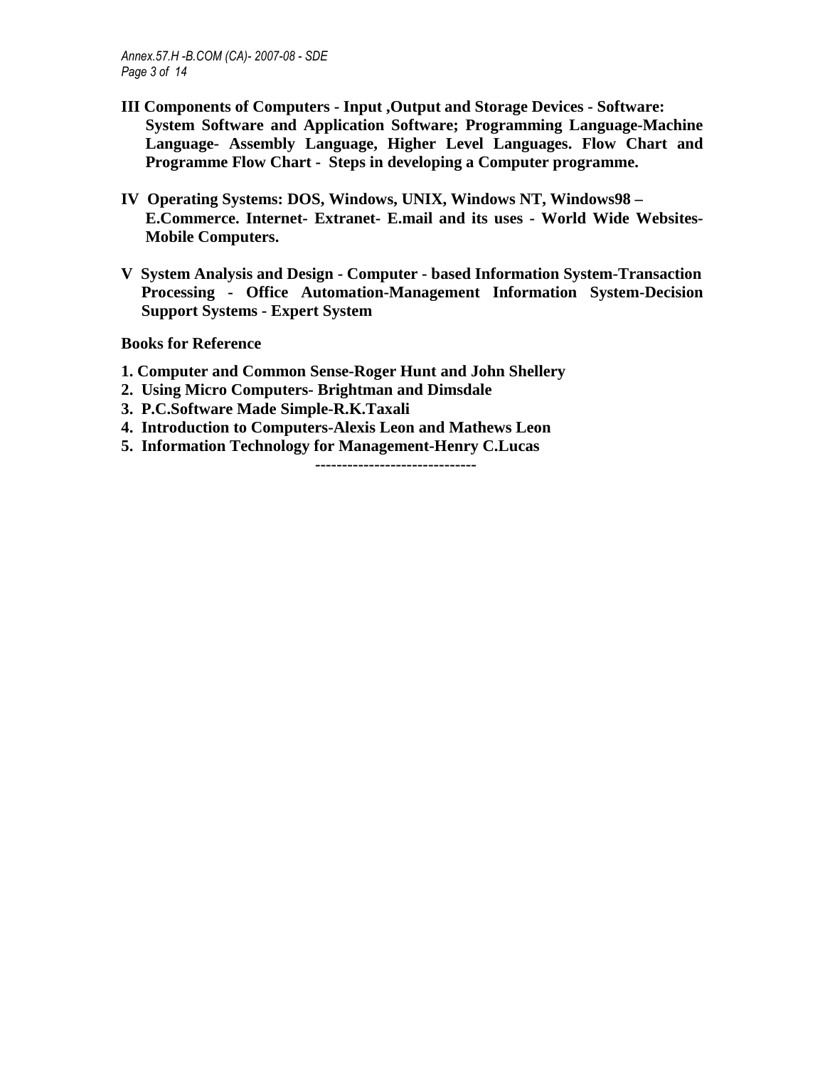**III Components of Computers - Input ,Output and Storage Devices - Software: System Software and Application Software; Programming Language-Machine Language- Assembly Language, Higher Level Languages. Flow Chart and Programme Flow Chart - Steps in developing a Computer programme.**

**IV Operating Systems: DOS, Windows, UNIX, Windows NT, Windows98 – E.Commerce. Internet- Extranet- E.mail and its uses - World Wide Websites- Mobile Computers.**

**V System Analysis and Design - Computer - based Information System-Transaction Processing - Office Automation-Management Information System-Decision Support Systems - Expert System**

**Books for Reference**

1. **Computer and Common Sense-Roger Hunt and John Shellery**
2. **Using Micro Computers- Brightman and Dimsdale**
3. **P.C.Software Made Simple-R.K.Taxali**
4. **Introduction to Computers-Alexis Leon and Mathews Leon**
5. **Information Technology for Management-Henry C.Lucas**

------------------------------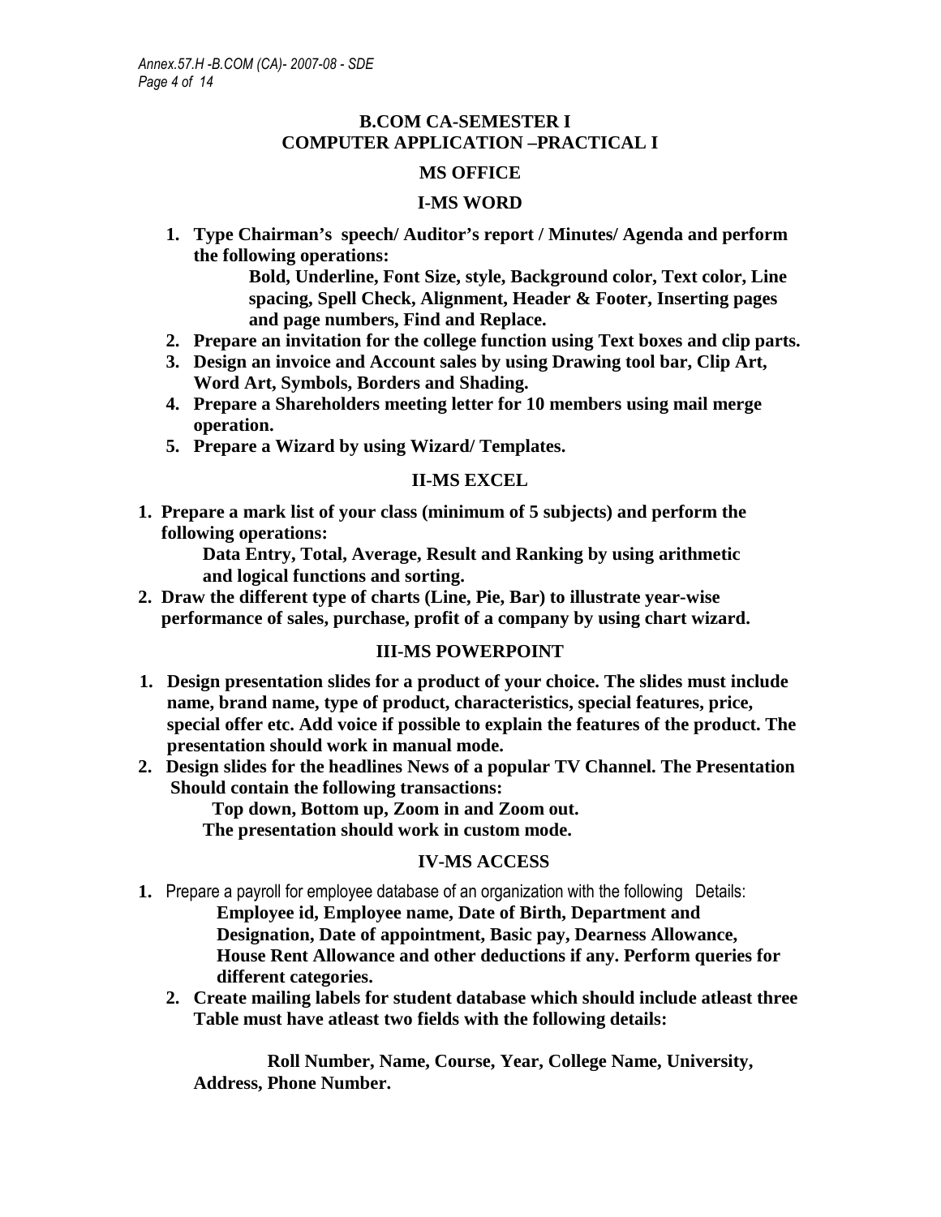## B.COM CA-SEMESTER I
## COMPUTER APPLICATION –PRACTICAL I

### MS OFFICE

### I-MS WORD

1. **Type Chairman's speech/ Auditor's report / Minutes/ Agenda and perform the following operations:**
   **Bold, Underline, Font Size, style, Background color, Text color, Line spacing, Spell Check, Alignment, Header & Footer, Inserting pages and page numbers, Find and Replace.**
2. **Prepare an invitation for the college function using Text boxes and clip parts.**
3. **Design an invoice and Account sales by using Drawing tool bar, Clip Art, Word Art, Symbols, Borders and Shading.**
4. **Prepare a Shareholders meeting letter for 10 members using mail merge operation.**
5. **Prepare a Wizard by using Wizard/ Templates.**

### II-MS EXCEL

1. **Prepare a mark list of your class (minimum of 5 subjects) and perform the following operations:**
   **Data Entry, Total, Average, Result and Ranking by using arithmetic and logical functions and sorting.**
2. **Draw the different type of charts (Line, Pie, Bar) to illustrate year-wise performance of sales, purchase, profit of a company by using chart wizard.**

### III-MS POWERPOINT

1. **Design presentation slides for a product of your choice. The slides must include name, brand name, type of product, characteristics, special features, price, special offer etc. Add voice if possible to explain the features of the product. The presentation should work in manual mode.**
2. **Design slides for the headlines News of a popular TV Channel. The Presentation Should contain the following transactions:**
   **Top down, Bottom up, Zoom in and Zoom out.**
   **The presentation should work in custom mode.**

### IV-MS ACCESS

1. Prepare a payroll for employee database of an organization with the following Details:
   **Employee id, Employee name, Date of Birth, Department and Designation, Date of appointment, Basic pay, Dearness Allowance, House Rent Allowance and other deductions if any. Perform queries for different categories.**
2. **Create mailing labels for student database which should include atleast three Table must have atleast two fields with the following details:**

   **Roll Number, Name, Course, Year, College Name, University, Address, Phone Number.**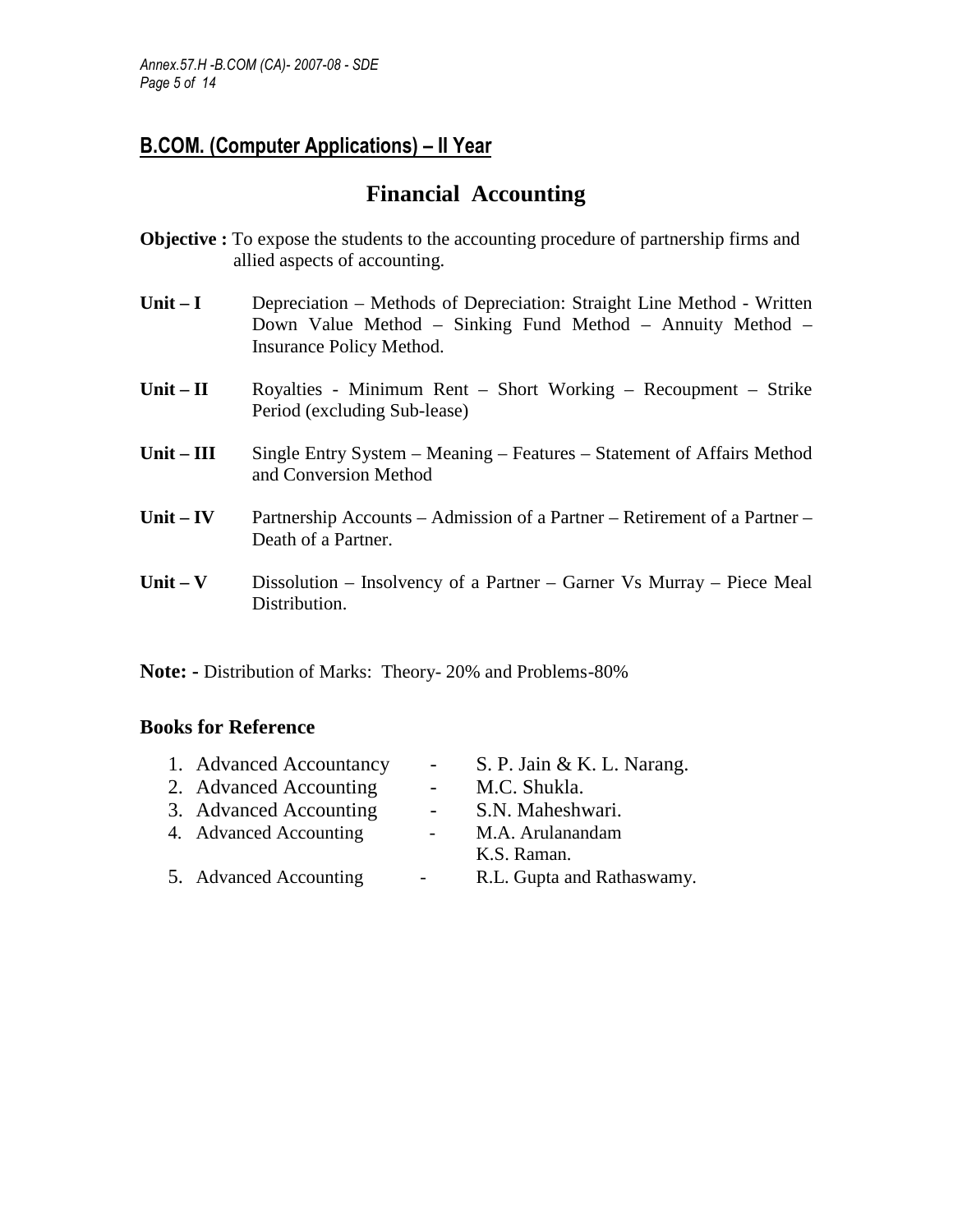## B.COM. (Computer Applications) – II Year

# Financial Accounting

**Objective :** To expose the students to the accounting procedure of partnership firms and allied aspects of accounting.

**Unit – I** Depreciation – Methods of Depreciation: Straight Line Method - Written Down Value Method – Sinking Fund Method – Annuity Method – Insurance Policy Method.

**Unit – II** Royalties - Minimum Rent – Short Working – Recoupment – Strike Period (excluding Sub-lease)

**Unit – III** Single Entry System – Meaning – Features – Statement of Affairs Method and Conversion Method

**Unit – IV** Partnership Accounts – Admission of a Partner – Retirement of a Partner – Death of a Partner.

**Unit – V** Dissolution – Insolvency of a Partner – Garner Vs Murray – Piece Meal Distribution.

**Note: -** Distribution of Marks: Theory- 20% and Problems-80%

### Books for Reference

1. Advanced Accountancy - S. P. Jain & K. L. Narang.
2. Advanced Accounting - M.C. Shukla.
3. Advanced Accounting - S.N. Maheshwari.
4. Advanced Accounting - M.A. Arulanandam K.S. Raman.
5. Advanced Accounting - R.L. Gupta and Rathaswamy.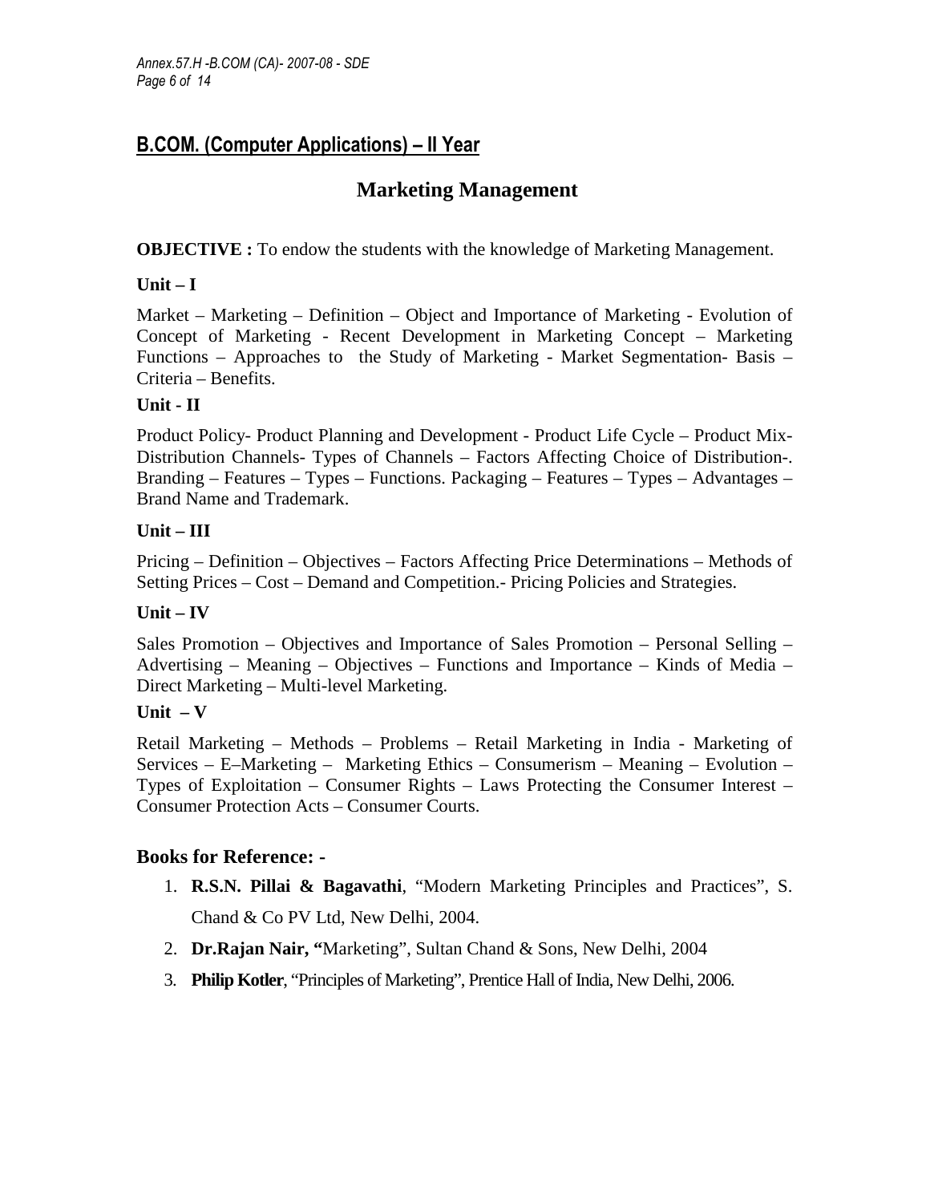## B.COM. (Computer Applications) – II Year

# Marketing Management

**OBJECTIVE :** To endow the students with the knowledge of Marketing Management.

**Unit – I**

Market – Marketing – Definition – Object and Importance of Marketing - Evolution of Concept of Marketing - Recent Development in Marketing Concept – Marketing Functions – Approaches to the Study of Marketing - Market Segmentation- Basis – Criteria – Benefits.

**Unit - II**

Product Policy- Product Planning and Development - Product Life Cycle – Product Mix- Distribution Channels- Types of Channels – Factors Affecting Choice of Distribution-. Branding – Features – Types – Functions. Packaging – Features – Types – Advantages – Brand Name and Trademark.

**Unit – III**

Pricing – Definition – Objectives – Factors Affecting Price Determinations – Methods of Setting Prices – Cost – Demand and Competition.- Pricing Policies and Strategies.

**Unit – IV**

Sales Promotion – Objectives and Importance of Sales Promotion – Personal Selling – Advertising – Meaning – Objectives – Functions and Importance – Kinds of Media – Direct Marketing – Multi-level Marketing.

**Unit – V**

Retail Marketing – Methods – Problems – Retail Marketing in India - Marketing of Services – E–Marketing – Marketing Ethics – Consumerism – Meaning – Evolution – Types of Exploitation – Consumer Rights – Laws Protecting the Consumer Interest – Consumer Protection Acts – Consumer Courts.

### Books for Reference: -

1. **R.S.N. Pillai & Bagavathi**, "Modern Marketing Principles and Practices", S. Chand & Co PV Ltd, New Delhi, 2004.
2. **Dr.Rajan Nair, "**Marketing", Sultan Chand & Sons, New Delhi, 2004
3. **Philip Kotler**, "Principles of Marketing", Prentice Hall of India, New Delhi, 2006.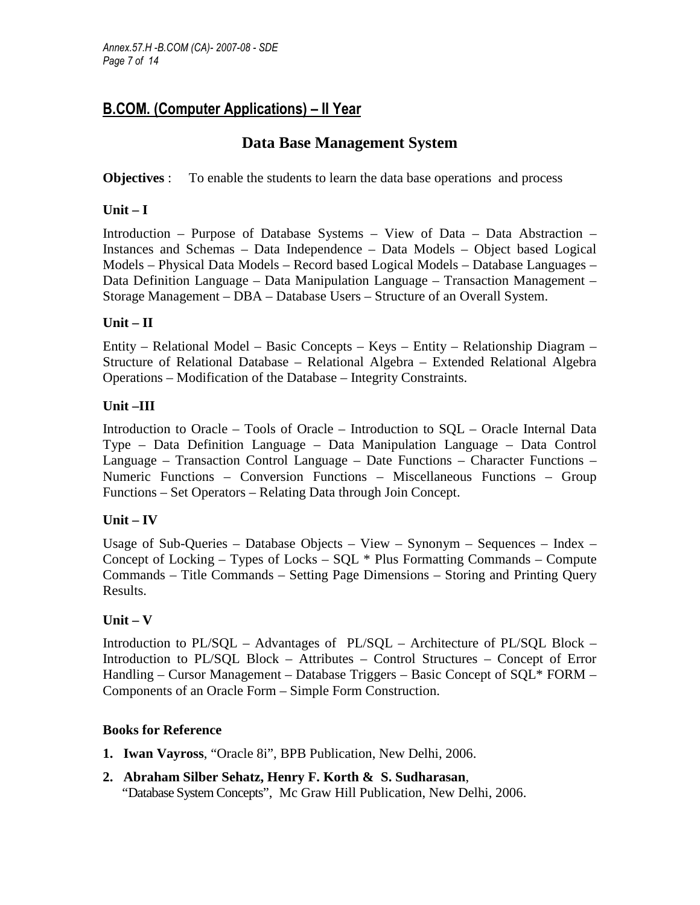## B.COM. (Computer Applications) – II Year

### Data Base Management System

**Objectives** : To enable the students to learn the data base operations and process

**Unit – I**

Introduction – Purpose of Database Systems – View of Data – Data Abstraction – Instances and Schemas – Data Independence – Data Models – Object based Logical Models – Physical Data Models – Record based Logical Models – Database Languages – Data Definition Language – Data Manipulation Language – Transaction Management – Storage Management – DBA – Database Users – Structure of an Overall System.

**Unit – II**

Entity – Relational Model – Basic Concepts – Keys – Entity – Relationship Diagram – Structure of Relational Database – Relational Algebra – Extended Relational Algebra Operations – Modification of the Database – Integrity Constraints.

**Unit –III**

Introduction to Oracle – Tools of Oracle – Introduction to SQL – Oracle Internal Data Type – Data Definition Language – Data Manipulation Language – Data Control Language – Transaction Control Language – Date Functions – Character Functions – Numeric Functions – Conversion Functions – Miscellaneous Functions – Group Functions – Set Operators – Relating Data through Join Concept.

**Unit – IV**

Usage of Sub-Queries – Database Objects – View – Synonym – Sequences – Index – Concept of Locking – Types of Locks – SQL * Plus Formatting Commands – Compute Commands – Title Commands – Setting Page Dimensions – Storing and Printing Query Results.

**Unit – V**

Introduction to PL/SQL – Advantages of PL/SQL – Architecture of PL/SQL Block – Introduction to PL/SQL Block – Attributes – Control Structures – Concept of Error Handling – Cursor Management – Database Triggers – Basic Concept of SQL* FORM – Components of an Oracle Form – Simple Form Construction.

**Books for Reference**

1. **Iwan Vayross**, "Oracle 8i", BPB Publication, New Delhi, 2006.
2. **Abraham Silber Sehatz, Henry F. Korth & S. Sudharasan**, "Database System Concepts", Mc Graw Hill Publication, New Delhi, 2006.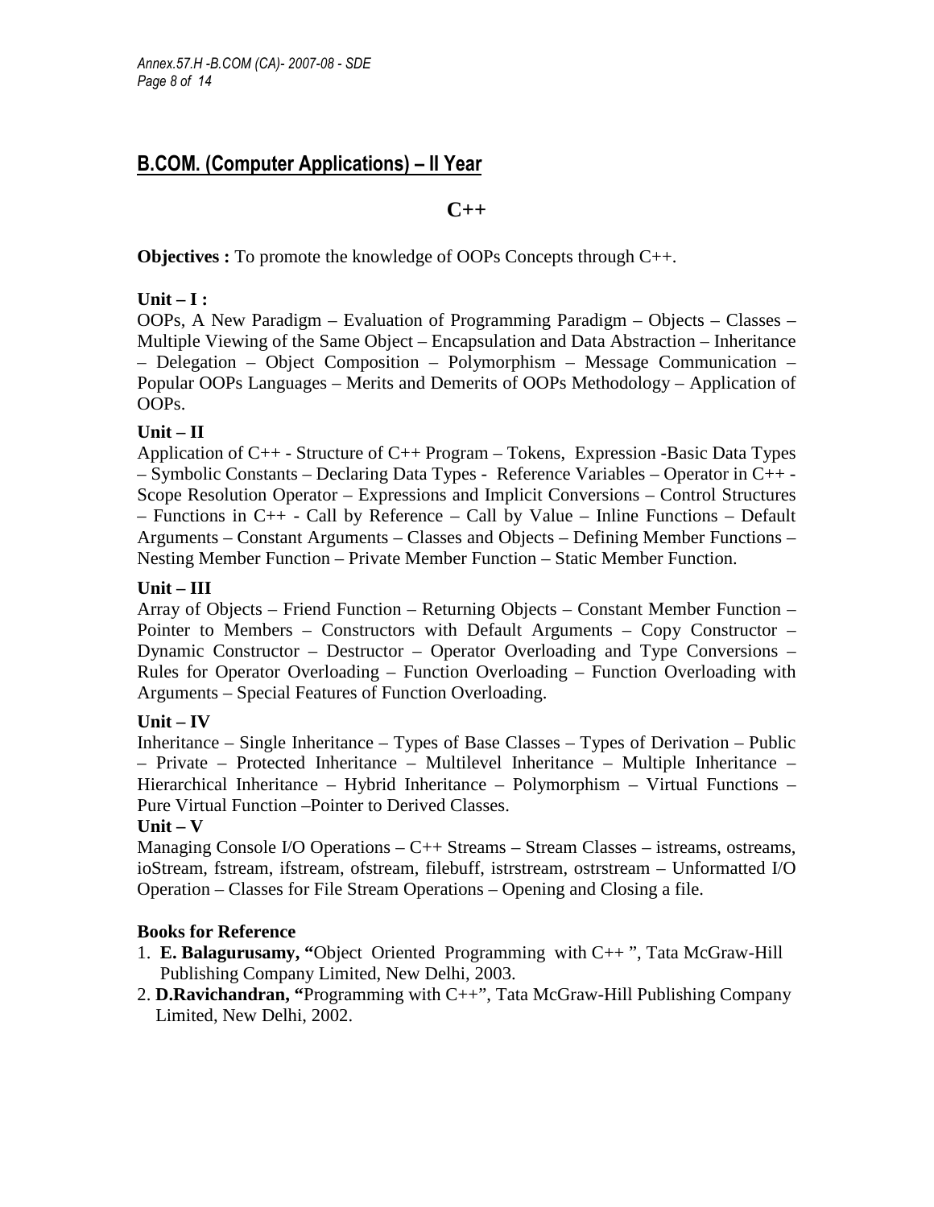## B.COM. (Computer Applications) – II Year

### C++

**Objectives :** To promote the knowledge of OOPs Concepts through C++.

**Unit – I :**

OOPs, A New Paradigm – Evaluation of Programming Paradigm – Objects – Classes – Multiple Viewing of the Same Object – Encapsulation and Data Abstraction – Inheritance – Delegation – Object Composition – Polymorphism – Message Communication – Popular OOPs Languages – Merits and Demerits of OOPs Methodology – Application of OOPs.

**Unit – II**

Application of C++ - Structure of C++ Program – Tokens, Expression -Basic Data Types – Symbolic Constants – Declaring Data Types - Reference Variables – Operator in C++ - Scope Resolution Operator – Expressions and Implicit Conversions – Control Structures – Functions in C++ - Call by Reference – Call by Value – Inline Functions – Default Arguments – Constant Arguments – Classes and Objects – Defining Member Functions – Nesting Member Function – Private Member Function – Static Member Function.

**Unit – III**

Array of Objects – Friend Function – Returning Objects – Constant Member Function – Pointer to Members – Constructors with Default Arguments – Copy Constructor – Dynamic Constructor – Destructor – Operator Overloading and Type Conversions – Rules for Operator Overloading – Function Overloading – Function Overloading with Arguments – Special Features of Function Overloading.

**Unit – IV**

Inheritance – Single Inheritance – Types of Base Classes – Types of Derivation – Public – Private – Protected Inheritance – Multilevel Inheritance – Multiple Inheritance – Hierarchical Inheritance – Hybrid Inheritance – Polymorphism – Virtual Functions – Pure Virtual Function –Pointer to Derived Classes.

**Unit – V**

Managing Console I/O Operations – C++ Streams – Stream Classes – istreams, ostreams, ioStream, fstream, ifstream, ofstream, filebuff, istrstream, ostrstream – Unformatted I/O Operation – Classes for File Stream Operations – Opening and Closing a file.

**Books for Reference**

1. **E. Balagurusamy, "**Object Oriented Programming with C++ ", Tata McGraw-Hill Publishing Company Limited, New Delhi, 2003.
2. **D.Ravichandran, "**Programming with C++", Tata McGraw-Hill Publishing Company Limited, New Delhi, 2002.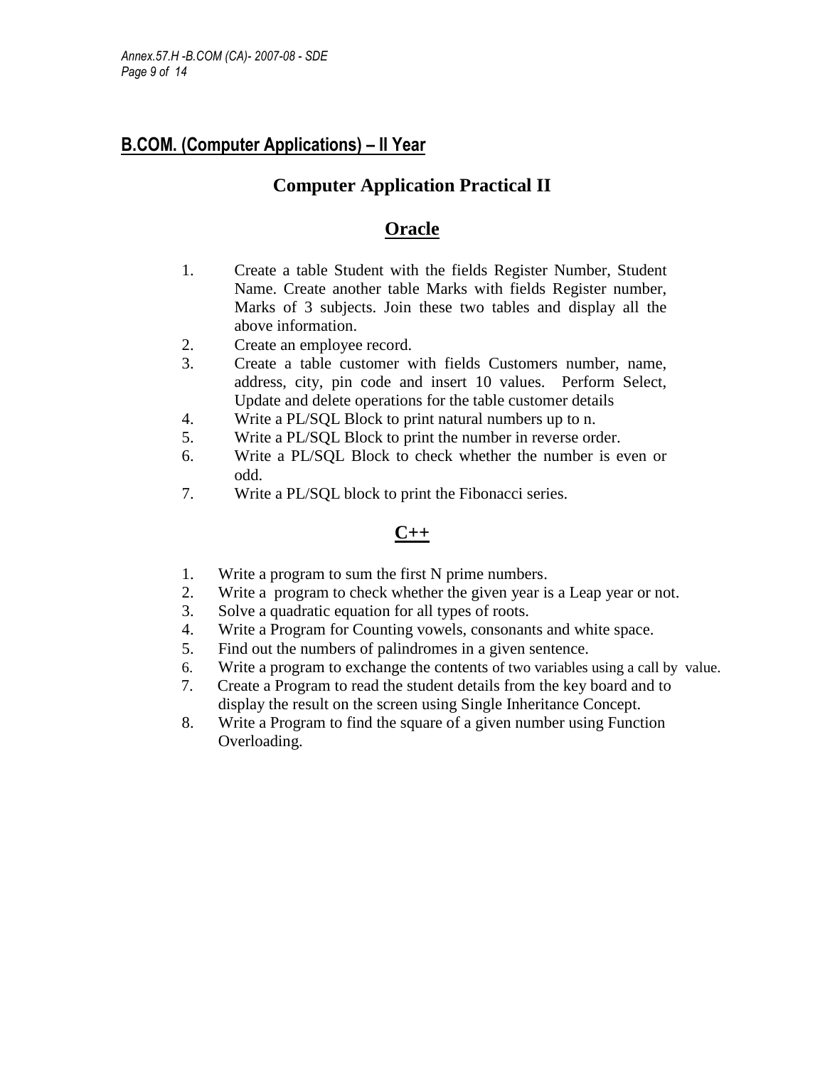## B.COM. (Computer Applications) – II Year

### Computer Application Practical II

### Oracle

1. Create a table Student with the fields Register Number, Student Name. Create another table Marks with fields Register number, Marks of 3 subjects. Join these two tables and display all the above information.
2. Create an employee record.
3. Create a table customer with fields Customers number, name, address, city, pin code and insert 10 values. Perform Select, Update and delete operations for the table customer details
4. Write a PL/SQL Block to print natural numbers up to n.
5. Write a PL/SQL Block to print the number in reverse order.
6. Write a PL/SQL Block to check whether the number is even or odd.
7. Write a PL/SQL block to print the Fibonacci series.

### C++

1. Write a program to sum the first N prime numbers.
2. Write a program to check whether the given year is a Leap year or not.
3. Solve a quadratic equation for all types of roots.
4. Write a Program for Counting vowels, consonants and white space.
5. Find out the numbers of palindromes in a given sentence.
6. Write a program to exchange the contents of two variables using a call by value.
7. Create a Program to read the student details from the key board and to display the result on the screen using Single Inheritance Concept.
8. Write a Program to find the square of a given number using Function Overloading.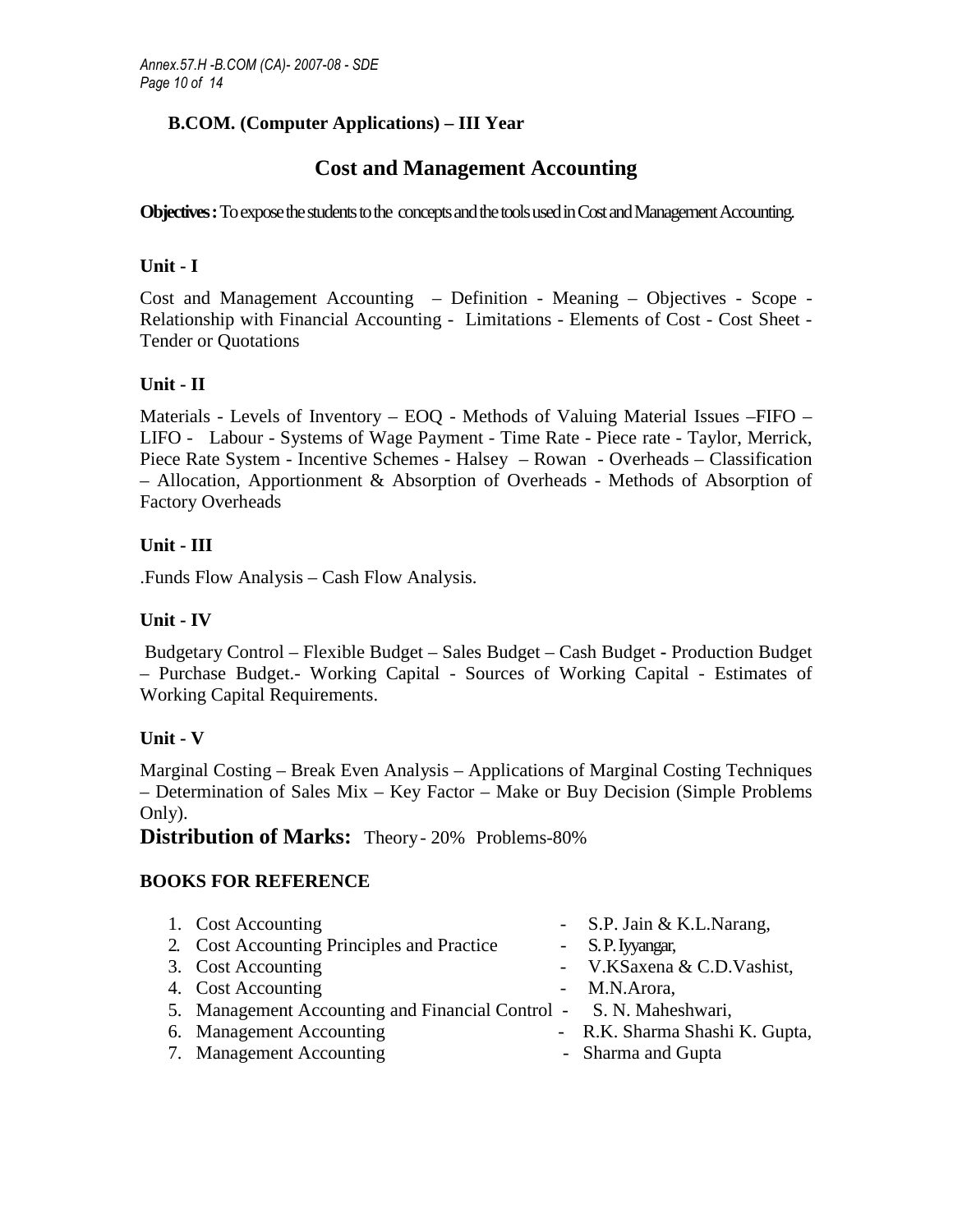## B.COM. (Computer Applications) – III Year

# Cost and Management Accounting

**Objectives :** To expose the students to the concepts and the tools used in Cost and Management Accounting.

### Unit - I

Cost and Management Accounting – Definition - Meaning – Objectives - Scope - Relationship with Financial Accounting - Limitations - Elements of Cost - Cost Sheet - Tender or Quotations

### Unit - II

Materials - Levels of Inventory – EOQ - Methods of Valuing Material Issues –FIFO – LIFO - Labour - Systems of Wage Payment - Time Rate - Piece rate - Taylor, Merrick, Piece Rate System - Incentive Schemes - Halsey – Rowan - Overheads – Classification – Allocation, Apportionment & Absorption of Overheads - Methods of Absorption of Factory Overheads

### Unit - III

.Funds Flow Analysis – Cash Flow Analysis.

### Unit - IV

Budgetary Control – Flexible Budget – Sales Budget – Cash Budget - Production Budget – Purchase Budget.- Working Capital - Sources of Working Capital - Estimates of Working Capital Requirements.

### Unit - V

Marginal Costing – Break Even Analysis – Applications of Marginal Costing Techniques – Determination of Sales Mix – Key Factor – Make or Buy Decision (Simple Problems Only).

**Distribution of Marks:** Theory - 20% Problems-80%

### BOOKS FOR REFERENCE

1. Cost Accounting - S.P. Jain & K.L.Narang,
2. Cost Accounting Principles and Practice - S.P. Iyyangar,
3. Cost Accounting - V.KSaxena & C.D.Vashist,
4. Cost Accounting - M.N.Arora,
5. Management Accounting and Financial Control - S. N. Maheshwari,
6. Management Accounting - R.K. Sharma Shashi K. Gupta,
7. Management Accounting - Sharma and Gupta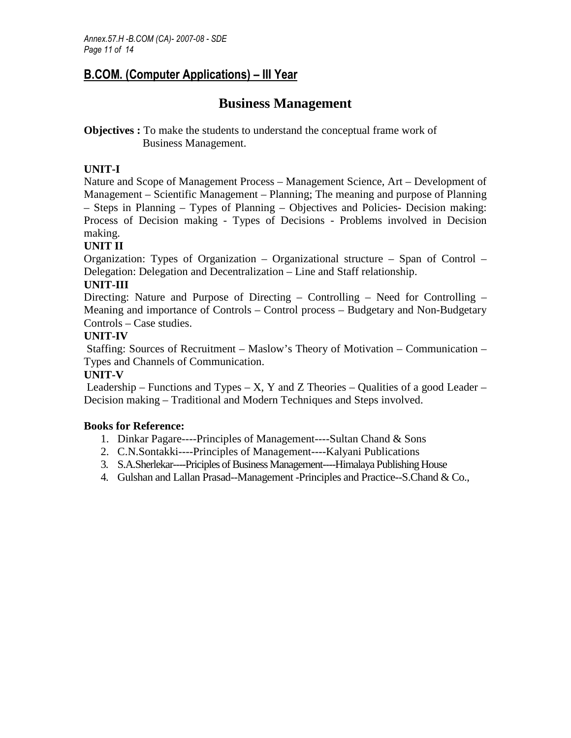## B.COM. (Computer Applications) – III Year

# Business Management

**Objectives :** To make the students to understand the conceptual frame work of Business Management.

**UNIT-I**

Nature and Scope of Management Process – Management Science, Art – Development of Management – Scientific Management – Planning; The meaning and purpose of Planning – Steps in Planning – Types of Planning – Objectives and Policies- Decision making: Process of Decision making - Types of Decisions - Problems involved in Decision making.

**UNIT II**

Organization: Types of Organization – Organizational structure – Span of Control – Delegation: Delegation and Decentralization – Line and Staff relationship.

**UNIT-III**

Directing: Nature and Purpose of Directing – Controlling – Need for Controlling – Meaning and importance of Controls – Control process – Budgetary and Non-Budgetary Controls – Case studies.

**UNIT-IV**

Staffing: Sources of Recruitment – Maslow's Theory of Motivation – Communication – Types and Channels of Communication.

**UNIT-V**

Leadership – Functions and Types – X, Y and Z Theories – Qualities of a good Leader – Decision making – Traditional and Modern Techniques and Steps involved.

**Books for Reference:**

1. Dinkar Pagare----Principles of Management----Sultan Chand & Sons
2. C.N.Sontakki----Principles of Management----Kalyani Publications
3. S.A.Sherlekar----Priciples of Business Management----Himalaya Publishing House
4. Gulshan and Lallan Prasad--Management -Principles and Practice--S.Chand & Co.,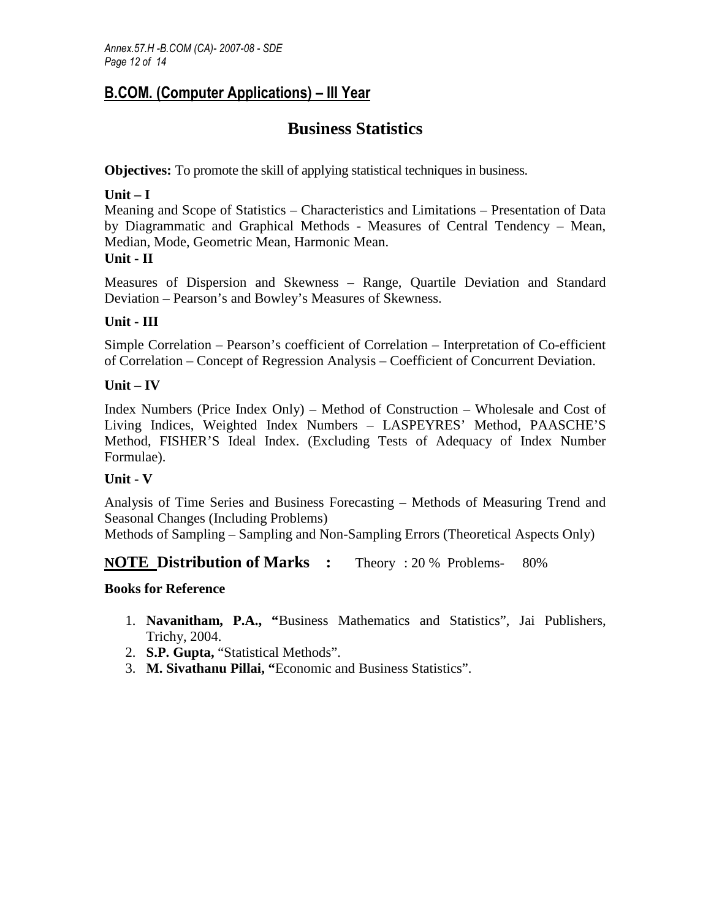## B.COM. (Computer Applications) – III Year

# Business Statistics

**Objectives:** To promote the skill of applying statistical techniques in business.

**Unit – I**

Meaning and Scope of Statistics – Characteristics and Limitations – Presentation of Data by Diagrammatic and Graphical Methods - Measures of Central Tendency – Mean, Median, Mode, Geometric Mean, Harmonic Mean.

**Unit - II**

Measures of Dispersion and Skewness – Range, Quartile Deviation and Standard Deviation – Pearson's and Bowley's Measures of Skewness.

**Unit - III**

Simple Correlation – Pearson's coefficient of Correlation – Interpretation of Co-efficient of Correlation – Concept of Regression Analysis – Coefficient of Concurrent Deviation.

**Unit – IV**

Index Numbers (Price Index Only) – Method of Construction – Wholesale and Cost of Living Indices, Weighted Index Numbers – LASPEYRES' Method, PAASCHE'S Method, FISHER'S Ideal Index. (Excluding Tests of Adequacy of Index Number Formulae).

**Unit - V**

Analysis of Time Series and Business Forecasting – Methods of Measuring Trend and Seasonal Changes (Including Problems)
Methods of Sampling – Sampling and Non-Sampling Errors (Theoretical Aspects Only)

**NOTE Distribution of Marks :** Theory : 20 % Problems- 80%

**Books for Reference**

1. **Navanitham, P.A., "**Business Mathematics and Statistics", Jai Publishers, Trichy, 2004.
2. **S.P. Gupta,** "Statistical Methods".
3. **M. Sivathanu Pillai, "**Economic and Business Statistics".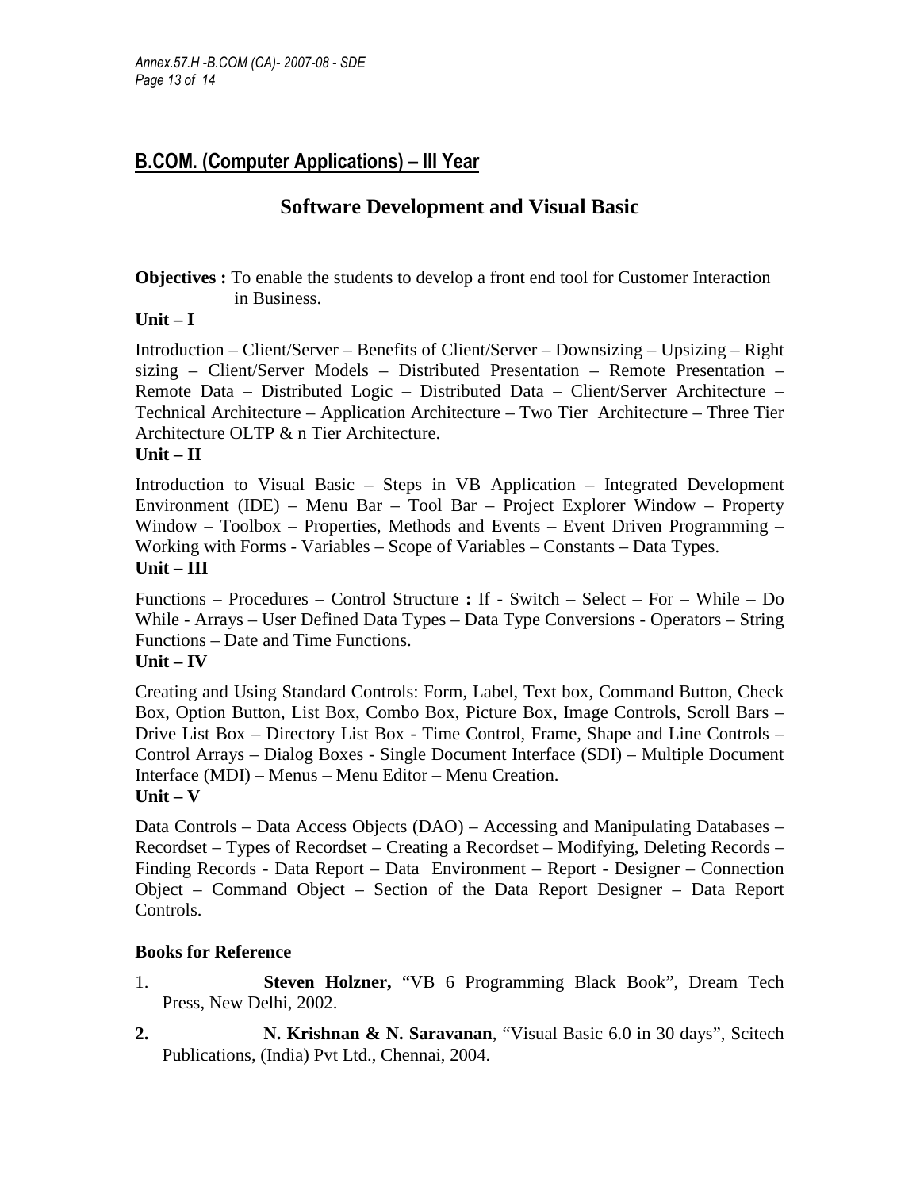## B.COM. (Computer Applications) – III Year

### Software Development and Visual Basic

**Objectives :** To enable the students to develop a front end tool for Customer Interaction in Business.

**Unit – I**

Introduction – Client/Server – Benefits of Client/Server – Downsizing – Upsizing – Right sizing – Client/Server Models – Distributed Presentation – Remote Presentation – Remote Data – Distributed Logic – Distributed Data – Client/Server Architecture – Technical Architecture – Application Architecture – Two Tier Architecture – Three Tier Architecture OLTP & n Tier Architecture.

**Unit – II**

Introduction to Visual Basic – Steps in VB Application – Integrated Development Environment (IDE) – Menu Bar – Tool Bar – Project Explorer Window – Property Window – Toolbox – Properties, Methods and Events – Event Driven Programming – Working with Forms - Variables – Scope of Variables – Constants – Data Types.

**Unit – III**

Functions – Procedures – Control Structure **:** If - Switch – Select – For – While – Do While - Arrays – User Defined Data Types – Data Type Conversions - Operators – String Functions – Date and Time Functions.

**Unit – IV**

Creating and Using Standard Controls: Form, Label, Text box, Command Button, Check Box, Option Button, List Box, Combo Box, Picture Box, Image Controls, Scroll Bars – Drive List Box – Directory List Box - Time Control, Frame, Shape and Line Controls – Control Arrays – Dialog Boxes - Single Document Interface (SDI) – Multiple Document Interface (MDI) – Menus – Menu Editor – Menu Creation.

**Unit – V**

Data Controls – Data Access Objects (DAO) – Accessing and Manipulating Databases – Recordset – Types of Recordset – Creating a Recordset – Modifying, Deleting Records – Finding Records - Data Report – Data Environment – Report - Designer – Connection Object – Command Object – Section of the Data Report Designer – Data Report Controls.

**Books for Reference**

1. **Steven Holzner,** "VB 6 Programming Black Book", Dream Tech Press, New Delhi, 2002.
2. **N. Krishnan & N. Saravanan**, "Visual Basic 6.0 in 30 days", Scitech Publications, (India) Pvt Ltd., Chennai, 2004.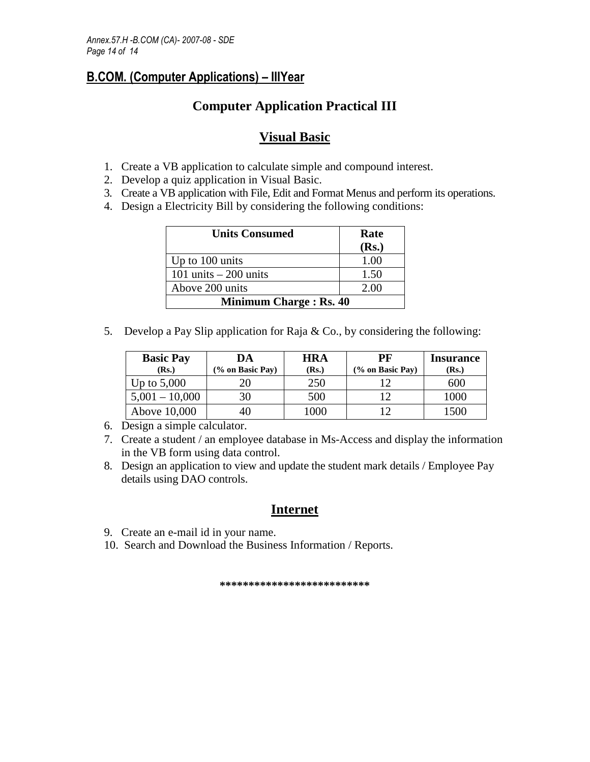## B.COM. (Computer Applications) – IIIYear

# Computer Application Practical III

## Visual Basic

1. Create a VB application to calculate simple and compound interest.
2. Develop a quiz application in Visual Basic.
3. Create a VB application with File, Edit and Format Menus and perform its operations.
4. Design a Electricity Bill by considering the following conditions:

| Units Consumed | Rate (Rs.) |
|---|---|
| Up to 100 units | 1.00 |
| 101 units – 200 units | 1.50 |
| Above 200 units | 2.00 |
| **Minimum Charge : Rs. 40** | |

5. Develop a Pay Slip application for Raja & Co., by considering the following:

| Basic Pay (Rs.) | DA (% on Basic Pay) | HRA (Rs.) | PF (% on Basic Pay) | Insurance (Rs.) |
|---|---|---|---|---|
| Up to 5,000 | 20 | 250 | 12 | 600 |
| 5,001 – 10,000 | 30 | 500 | 12 | 1000 |
| Above 10,000 | 40 | 1000 | 12 | 1500 |

6. Design a simple calculator.
7. Create a student / an employee database in Ms-Access and display the information in the VB form using data control.
8. Design an application to view and update the student mark details / Employee Pay details using DAO controls.

## Internet

9. Create an e-mail id in your name.
10. Search and Download the Business Information / Reports.

*************************